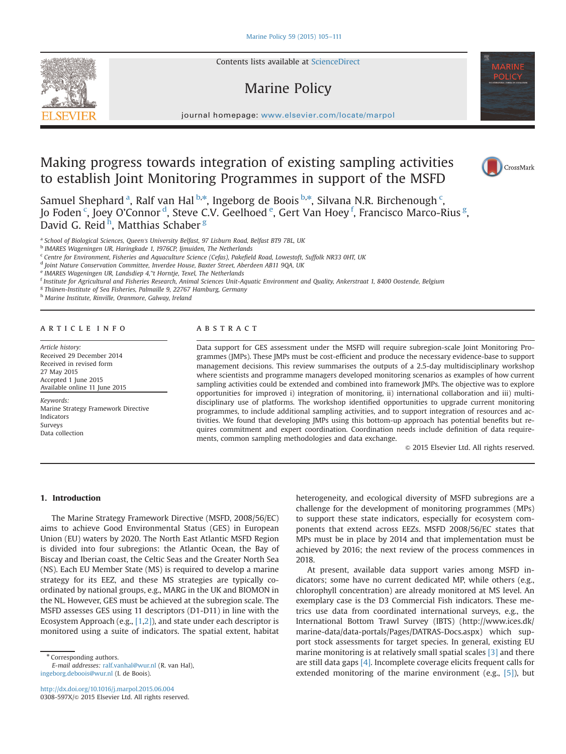# Making progress towards integration of existing sampling activities to establish Joint Monitoring Programmes in support of the MSFD

Samuel Shephard [a], Ralf van Hal [b,*], Ingeborg de Boois [b,*], Silvana N.R. Birchenough [c], Jo Foden [c], Joey O'Connor [d], Steve C.V. Geelhoed [e], Gert Van Hoey [f], Francisco Marco-Rius [g], David G. Reid [h], Matthias Schaber [g]

[a] School of Biological Sciences, Queen's University Belfast, 97 Lisburn Road, Belfast BT9 7BL, UK
[b] IMARES Wageningen UR, Haringkade 1, 1976CP, Ijmuiden, The Netherlands
[c] Centre for Environment, Fisheries and Aquaculture Science (Cefas), Pakefield Road, Lowestoft, Suffolk NR33 0HT, UK
[d] Joint Nature Conservation Committee, Inverdee House, Baxter Street, Aberdeen AB11 9QA, UK
[e] IMARES Wageningen UR, Landsdiep 4,'t Horntje, Texel, The Netherlands
[f] Institute for Agricultural and Fisheries Research, Animal Sciences Unit-Aquatic Environment and Quality, Ankerstraat 1, 8400 Oostende, Belgium
[g] Thünen-Institute of Sea Fisheries, Palmaille 9, 22767 Hamburg, Germany
[h] Marine Institute, Rinville, Oranmore, Galway, Ireland

## ARTICLE INFO

*Article history:*
Received 29 December 2014
Received in revised form
27 May 2015
Accepted 1 June 2015
Available online 11 June 2015

*Keywords:*
Marine Strategy Framework Directive
Indicators
Surveys
Data collection

## ABSTRACT

Data support for GES assessment under the MSFD will require subregion-scale Joint Monitoring Programmes (JMPs). These JMPs must be cost-efficient and produce the necessary evidence-base to support management decisions. This review summarises the outputs of a 2.5-day multidisciplinary workshop where scientists and programme managers developed monitoring scenarios as examples of how current sampling activities could be extended and combined into framework JMPs. The objective was to explore opportunities for improved i) integration of monitoring, ii) international collaboration and iii) multidisciplinary use of platforms. The workshop identified opportunities to upgrade current monitoring programmes, to include additional sampling activities, and to support integration of resources and activities. We found that developing JMPs using this bottom-up approach has potential benefits but requires commitment and expert coordination. Coordination needs include definition of data requirements, common sampling methodologies and data exchange.

© 2015 Elsevier Ltd. All rights reserved.

## 1. Introduction

The Marine Strategy Framework Directive (MSFD, 2008/56/EC) aims to achieve Good Environmental Status (GES) in European Union (EU) waters by 2020. The North East Atlantic MSFD Region is divided into four subregions: the Atlantic Ocean, the Bay of Biscay and Iberian coast, the Celtic Seas and the Greater North Sea (NS). Each EU Member State (MS) is required to develop a marine strategy for its EEZ, and these MS strategies are typically coordinated by national groups, e.g., MARG in the UK and BIOMON in the NL. However, GES must be achieved at the subregion scale. The MSFD assesses GES using 11 descriptors (D1-D11) in line with the Ecosystem Approach (e.g., [1,2]), and state under each descriptor is monitored using a suite of indicators. The spatial extent, habitat heterogeneity, and ecological diversity of MSFD subregions are a challenge for the development of monitoring programmes (MPs) to support these state indicators, especially for ecosystem components that extend across EEZs. MSFD 2008/56/EC states that MPs must be in place by 2014 and that implementation must be achieved by 2016; the next review of the process commences in 2018.

At present, available data support varies among MSFD indicators; some have no current dedicated MP, while others (e.g., chlorophyll concentration) are already monitored at MS level. An exemplary case is the D3 Commercial Fish indicators. These metrics use data from coordinated international surveys, e.g., the International Bottom Trawl Survey (IBTS) (http://www.ices.dk/marine-data/data-portals/Pages/DATRAS-Docs.aspx) which support stock assessments for target species. In general, existing EU marine monitoring is at relatively small spatial scales [3] and there are still data gaps [4]. Incomplete coverage elicits frequent calls for extended monitoring of the marine environment (e.g., [5]), but

\* Corresponding authors.
*E-mail addresses:* ralf.vanhal@wur.nl (R. van Hal), ingeborg.deboois@wur.nl (I. de Boois).

http://dx.doi.org/10.1016/j.marpol.2015.06.004
0308-597X/© 2015 Elsevier Ltd. All rights reserved.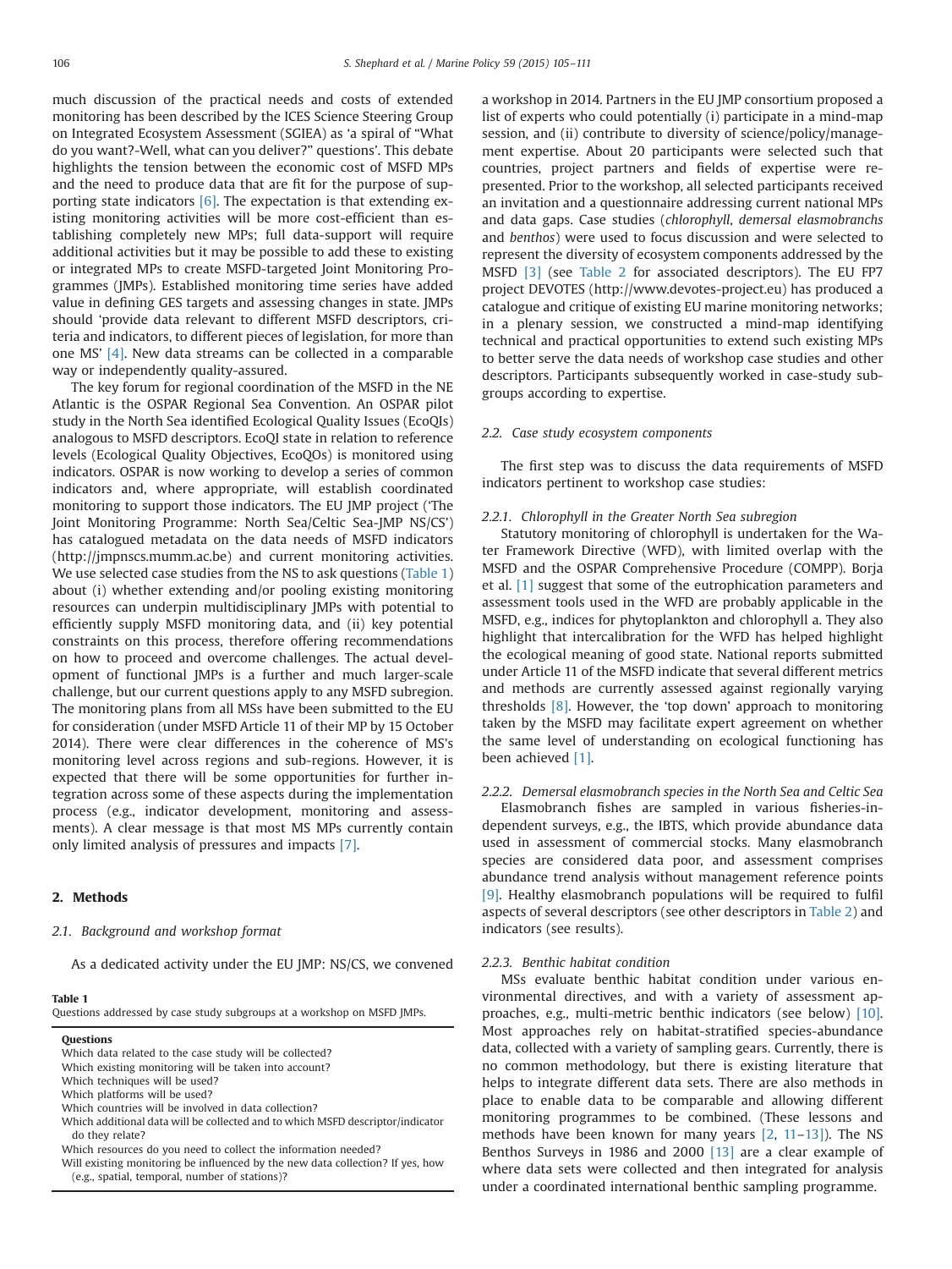much discussion of the practical needs and costs of extended monitoring has been described by the ICES Science Steering Group on Integrated Ecosystem Assessment (SGIEA) as 'a spiral of "What do you want?-Well, what can you deliver?" questions'. This debate highlights the tension between the economic cost of MSFD MPs and the need to produce data that are fit for the purpose of supporting state indicators [6]. The expectation is that extending existing monitoring activities will be more cost-efficient than establishing completely new MPs; full data-support will require additional activities but it may be possible to add these to existing or integrated MPs to create MSFD-targeted Joint Monitoring Programmes (JMPs). Established monitoring time series have added value in defining GES targets and assessing changes in state. JMPs should 'provide data relevant to different MSFD descriptors, criteria and indicators, to different pieces of legislation, for more than one MS' [4]. New data streams can be collected in a comparable way or independently quality-assured.

The key forum for regional coordination of the MSFD in the NE Atlantic is the OSPAR Regional Sea Convention. An OSPAR pilot study in the North Sea identified Ecological Quality Issues (EcoQIs) analogous to MSFD descriptors. EcoQI state in relation to reference levels (Ecological Quality Objectives, EcoQOs) is monitored using indicators. OSPAR is now working to develop a series of common indicators and, where appropriate, will establish coordinated monitoring to support those indicators. The EU JMP project ('The Joint Monitoring Programme: North Sea/Celtic Sea-JMP NS/CS') has catalogued metadata on the data needs of MSFD indicators (http://jmpnscs.mumm.ac.be) and current monitoring activities. We used selected case studies from the NS to ask questions (Table 1) about (i) whether extending and/or pooling existing monitoring resources can underpin multidisciplinary JMPs with potential to efficiently supply MSFD monitoring data, and (ii) key potential constraints on this process, therefore offering recommendations on how to proceed and overcome challenges. The actual development of functional JMPs is a further and much larger-scale challenge, but our current questions apply to any MSFD subregion. The monitoring plans from all MSs have been submitted to the EU for consideration (under MSFD Article 11 of their MP by 15 October 2014). There were clear differences in the coherence of MS's monitoring level across regions and sub-regions. However, it is expected that there will be some opportunities for further integration across some of these aspects during the implementation process (e.g., indicator development, monitoring and assessments). A clear message is that most MS MPs currently contain only limited analysis of pressures and impacts [7].

## 2. Methods

### 2.1. Background and workshop format

As a dedicated activity under the EU JMP: NS/CS, we convened a workshop in 2014. Partners in the EU JMP consortium proposed a list of experts who could potentially (i) participate in a mind-map session, and (ii) contribute to diversity of science/policy/management expertise. About 20 participants were selected such that countries, project partners and fields of expertise were represented. Prior to the workshop, all selected participants received an invitation and a questionnaire addressing current national MPs and data gaps. Case studies (*chlorophyll*, *demersal elasmobranchs* and *benthos*) were used to focus discussion and were selected to represent the diversity of ecosystem components addressed by the MSFD [3] (see Table 2 for associated descriptors). The EU FP7 project DEVOTES (http://www.devotes-project.eu) has produced a catalogue and critique of existing EU marine monitoring networks; in a plenary session, we constructed a mind-map identifying technical and practical opportunities to extend such existing MPs to better serve the data needs of workshop case studies and other descriptors. Participants subsequently worked in case-study subgroups according to expertise.

**Table 1**
Questions addressed by case study subgroups at a workshop on MSFD JMPs.

| Questions |
|---|
| Which data related to the case study will be collected? |
| Which existing monitoring will be taken into account? |
| Which techniques will be used? |
| Which platforms will be used? |
| Which countries will be involved in data collection? |
| Which additional data will be collected and to which MSFD descriptor/indicator do they relate? |
| Which resources do you need to collect the information needed? |
| Will existing monitoring be influenced by the new data collection? If yes, how (e.g., spatial, temporal, number of stations)? |

### 2.2. Case study ecosystem components

The first step was to discuss the data requirements of MSFD indicators pertinent to workshop case studies:

#### 2.2.1. Chlorophyll in the Greater North Sea subregion

Statutory monitoring of chlorophyll is undertaken for the Water Framework Directive (WFD), with limited overlap with the MSFD and the OSPAR Comprehensive Procedure (COMPP). Borja et al. [1] suggest that some of the eutrophication parameters and assessment tools used in the WFD are probably applicable in the MSFD, e.g., indices for phytoplankton and chlorophyll a. They also highlight that intercalibration for the WFD has helped highlight the ecological meaning of good state. National reports submitted under Article 11 of the MSFD indicate that several different metrics and methods are currently assessed against regionally varying thresholds [8]. However, the 'top down' approach to monitoring taken by the MSFD may facilitate expert agreement on whether the same level of understanding on ecological functioning has been achieved [1].

#### 2.2.2. Demersal elasmobranch species in the North Sea and Celtic Sea

Elasmobranch fishes are sampled in various fisheries-independent surveys, e.g., the IBTS, which provide abundance data used in assessment of commercial stocks. Many elasmobranch species are considered data poor, and assessment comprises abundance trend analysis without management reference points [9]. Healthy elasmobranch populations will be required to fulfil aspects of several descriptors (see other descriptors in Table 2) and indicators (see results).

#### 2.2.3. Benthic habitat condition

MSs evaluate benthic habitat condition under various environmental directives, and with a variety of assessment approaches, e.g., multi-metric benthic indicators (see below) [10]. Most approaches rely on habitat-stratified species-abundance data, collected with a variety of sampling gears. Currently, there is no common methodology, but there is existing literature that helps to integrate different data sets. There are also methods in place to enable data to be comparable and allowing different monitoring programmes to be combined. (These lessons and methods have been known for many years [2, 11–13]). The NS Benthos Surveys in 1986 and 2000 [13] are a clear example of where data sets were collected and then integrated for analysis under a coordinated international benthic sampling programme.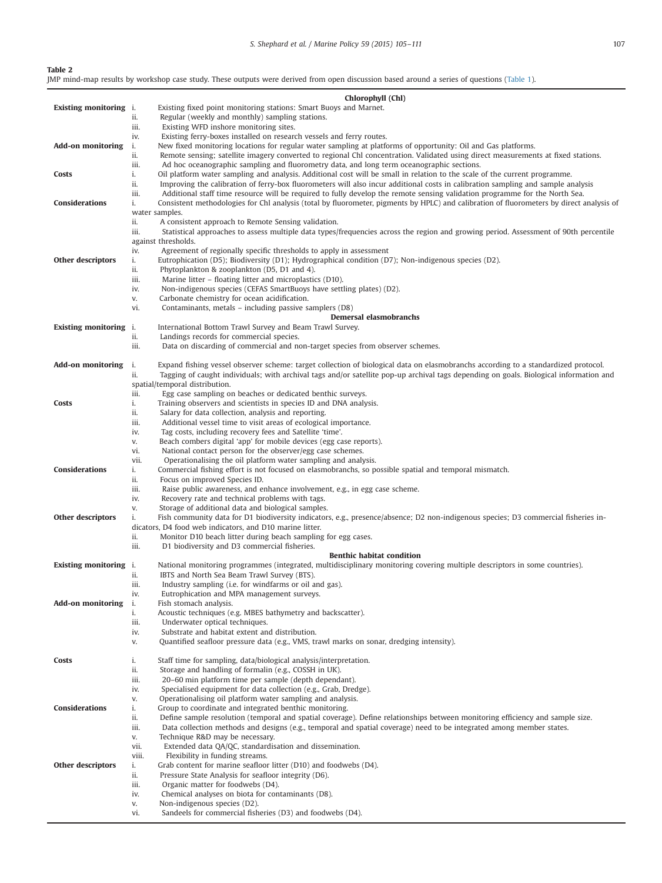**Table 2**
JMP mind-map results by workshop case study. These outputs were derived from open discussion based around a series of questions (Table 1).

| | | |
|---|---|---|
| | | **Chlorophyll (Chl)** |
| **Existing monitoring** | i. | Existing fixed point monitoring stations: Smart Buoys and Marnet. |
| | ii. | Regular (weekly and monthly) sampling stations. |
| | iii. | Existing WFD inshore monitoring sites. |
| | iv. | Existing ferry-boxes installed on research vessels and ferry routes. |
| **Add-on monitoring** | i. | New fixed monitoring locations for regular water sampling at platforms of opportunity: Oil and Gas platforms. |
| | ii. | Remote sensing; satellite imagery converted to regional Chl concentration. Validated using direct measurements at fixed stations. |
| | iii. | Ad hoc oceanographic sampling and fluorometry data, and long term oceanographic sections. |
| **Costs** | i. | Oil platform water sampling and analysis. Additional cost will be small in relation to the scale of the current programme. |
| | ii. | Improving the calibration of ferry-box fluorometers will also incur additional costs in calibration sampling and sample analysis |
| | iii. | Additional staff time resource will be required to fully develop the remote sensing validation programme for the North Sea. |
| **Considerations** | i. | Consistent methodologies for Chl analysis (total by fluorometer, pigments by HPLC) and calibration of fluorometers by direct analysis of water samples. |
| | ii. | A consistent approach to Remote Sensing validation. |
| | iii. | Statistical approaches to assess multiple data types/frequencies across the region and growing period. Assessment of 90th percentile against thresholds. |
| | iv. | Agreement of regionally specific thresholds to apply in assessment |
| **Other descriptors** | i. | Eutrophication (D5); Biodiversity (D1); Hydrographical condition (D7); Non-indigenous species (D2). |
| | ii. | Phytoplankton & zooplankton (D5, D1 and 4). |
| | iii. | Marine litter – floating litter and microplastics (D10). |
| | iv. | Non-indigenous species (CEFAS SmartBuoys have settling plates) (D2). |
| | v. | Carbonate chemistry for ocean acidification. |
| | vi. | Contaminants, metals – including passive samplers (D8) |
| | | **Demersal elasmobranchs** |
| **Existing monitoring** | i. | International Bottom Trawl Survey and Beam Trawl Survey. |
| | ii. | Landings records for commercial species. |
| | iii. | Data on discarding of commercial and non-target species from observer schemes. |
| **Add-on monitoring** | i. | Expand fishing vessel observer scheme: target collection of biological data on elasmobranchs according to a standardized protocol. |
| | ii. | Tagging of caught individuals; with archival tags and/or satellite pop-up archival tags depending on goals. Biological information and spatial/temporal distribution. |
| | iii. | Egg case sampling on beaches or dedicated benthic surveys. |
| **Costs** | i. | Training observers and scientists in species ID and DNA analysis. |
| | ii. | Salary for data collection, analysis and reporting. |
| | iii. | Additional vessel time to visit areas of ecological importance. |
| | iv. | Tag costs, including recovery fees and Satellite 'time'. |
| | v. | Beach combers digital 'app' for mobile devices (egg case reports). |
| | vi. | National contact person for the observer/egg case schemes. |
| | vii. | Operationalising the oil platform water sampling and analysis. |
| **Considerations** | i. | Commercial fishing effort is not focused on elasmobranchs, so possible spatial and temporal mismatch. |
| | ii. | Focus on improved Species ID. |
| | iii. | Raise public awareness, and enhance involvement, e.g., in egg case scheme. |
| | iv. | Recovery rate and technical problems with tags. |
| | v. | Storage of additional data and biological samples. |
| **Other descriptors** | i. | Fish community data for D1 biodiversity indicators, e.g., presence/absence; D2 non-indigenous species; D3 commercial fisheries indicators, D4 food web indicators, and D10 marine litter. |
| | ii. | Monitor D10 beach litter during beach sampling for egg cases. |
| | iii. | D1 biodiversity and D3 commercial fisheries. |
| | | **Benthic habitat condition** |
| **Existing monitoring** | i. | National monitoring programmes (integrated, multidisciplinary monitoring covering multiple descriptors in some countries). |
| | ii. | IBTS and North Sea Beam Trawl Survey (BTS). |
| | iii. | Industry sampling (i.e. for windfarms or oil and gas). |
| | iv. | Eutrophication and MPA management surveys. |
| **Add-on monitoring** | i. | Fish stomach analysis. |
| | i. | Acoustic techniques (e.g. MBES bathymetry and backscatter). |
| | iii. | Underwater optical techniques. |
| | iv. | Substrate and habitat extent and distribution. |
| | v. | Quantified seafloor pressure data (e.g., VMS, trawl marks on sonar, dredging intensity). |
| **Costs** | i. | Staff time for sampling, data/biological analysis/interpretation. |
| | ii. | Storage and handling of formalin (e.g., COSSH in UK). |
| | iii. | 20–60 min platform time per sample (depth dependant). |
| | iv. | Specialised equipment for data collection (e.g., Grab, Dredge). |
| | v. | Operationalising oil platform water sampling and analysis. |
| **Considerations** | i. | Group to coordinate and integrated benthic monitoring. |
| | ii. | Define sample resolution (temporal and spatial coverage). Define relationships between monitoring efficiency and sample size. |
| | iii. | Data collection methods and designs (e.g., temporal and spatial coverage) need to be integrated among member states. |
| | v. | Technique R&D may be necessary. |
| | vii. | Extended data QA/QC, standardisation and dissemination. |
| | viii. | Flexibility in funding streams. |
| **Other descriptors** | i. | Grab content for marine seafloor litter (D10) and foodwebs (D4). |
| | ii. | Pressure State Analysis for seafloor integrity (D6). |
| | iii. | Organic matter for foodwebs (D4). |
| | iv. | Chemical analyses on biota for contaminants (D8). |
| | v. | Non-indigenous species (D2). |
| | vi. | Sandeels for commercial fisheries (D3) and foodwebs (D4). |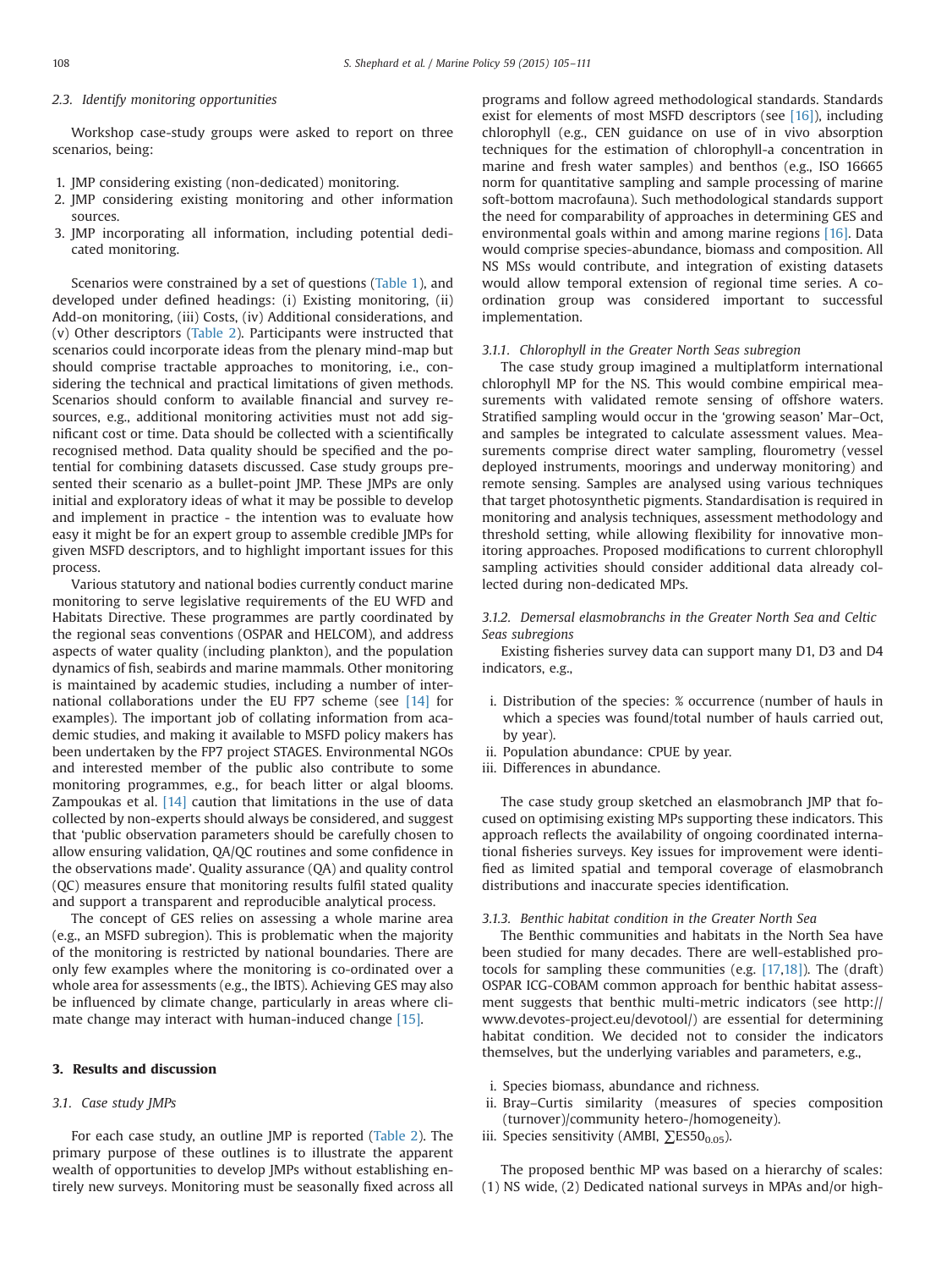### 2.3. Identify monitoring opportunities

Workshop case-study groups were asked to report on three scenarios, being:

1. JMP considering existing (non-dedicated) monitoring.
2. JMP considering existing monitoring and other information sources.
3. JMP incorporating all information, including potential dedicated monitoring.

Scenarios were constrained by a set of questions (Table 1), and developed under defined headings: (i) Existing monitoring, (ii) Add-on monitoring, (iii) Costs, (iv) Additional considerations, and (v) Other descriptors (Table 2). Participants were instructed that scenarios could incorporate ideas from the plenary mind-map but should comprise tractable approaches to monitoring, i.e., considering the technical and practical limitations of given methods. Scenarios should conform to available financial and survey resources, e.g., additional monitoring activities must not add significant cost or time. Data should be collected with a scientifically recognised method. Data quality should be specified and the potential for combining datasets discussed. Case study groups presented their scenario as a bullet-point JMP. These JMPs are only initial and exploratory ideas of what it may be possible to develop and implement in practice - the intention was to evaluate how easy it might be for an expert group to assemble credible JMPs for given MSFD descriptors, and to highlight important issues for this process.

Various statutory and national bodies currently conduct marine monitoring to serve legislative requirements of the EU WFD and Habitats Directive. These programmes are partly coordinated by the regional seas conventions (OSPAR and HELCOM), and address aspects of water quality (including plankton), and the population dynamics of fish, seabirds and marine mammals. Other monitoring is maintained by academic studies, including a number of international collaborations under the EU FP7 scheme (see [14] for examples). The important job of collating information from academic studies, and making it available to MSFD policy makers has been undertaken by the FP7 project STAGES. Environmental NGOs and interested member of the public also contribute to some monitoring programmes, e.g., for beach litter or algal blooms. Zampoukas et al. [14] caution that limitations in the use of data collected by non-experts should always be considered, and suggest that 'public observation parameters should be carefully chosen to allow ensuring validation, QA/QC routines and some confidence in the observations made'. Quality assurance (QA) and quality control (QC) measures ensure that monitoring results fulfil stated quality and support a transparent and reproducible analytical process.

The concept of GES relies on assessing a whole marine area (e.g., an MSFD subregion). This is problematic when the majority of the monitoring is restricted by national boundaries. There are only few examples where the monitoring is co-ordinated over a whole area for assessments (e.g., the IBTS). Achieving GES may also be influenced by climate change, particularly in areas where climate change may interact with human-induced change [15].

## 3. Results and discussion

### 3.1. Case study JMPs

For each case study, an outline JMP is reported (Table 2). The primary purpose of these outlines is to illustrate the apparent wealth of opportunities to develop JMPs without establishing entirely new surveys. Monitoring must be seasonally fixed across all programs and follow agreed methodological standards. Standards exist for elements of most MSFD descriptors (see [16]), including chlorophyll (e.g., CEN guidance on use of in vivo absorption techniques for the estimation of chlorophyll-a concentration in marine and fresh water samples) and benthos (e.g., ISO 16665 norm for quantitative sampling and sample processing of marine soft-bottom macrofauna). Such methodological standards support the need for comparability of approaches in determining GES and environmental goals within and among marine regions [16]. Data would comprise species-abundance, biomass and composition. All NS MSs would contribute, and integration of existing datasets would allow temporal extension of regional time series. A coordination group was considered important to successful implementation.

#### 3.1.1. Chlorophyll in the Greater North Seas subregion

The case study group imagined a multiplatform international chlorophyll MP for the NS. This would combine empirical measurements with validated remote sensing of offshore waters. Stratified sampling would occur in the 'growing season' Mar–Oct, and samples be integrated to calculate assessment values. Measurements comprise direct water sampling, flourometry (vessel deployed instruments, moorings and underway monitoring) and remote sensing. Samples are analysed using various techniques that target photosynthetic pigments. Standardisation is required in monitoring and analysis techniques, assessment methodology and threshold setting, while allowing flexibility for innovative monitoring approaches. Proposed modifications to current chlorophyll sampling activities should consider additional data already collected during non-dedicated MPs.

#### 3.1.2. Demersal elasmobranchs in the Greater North Sea and Celtic Seas subregions

Existing fisheries survey data can support many D1, D3 and D4 indicators, e.g.,

i. Distribution of the species: % occurrence (number of hauls in which a species was found/total number of hauls carried out, by year).
ii. Population abundance: CPUE by year.
iii. Differences in abundance.

The case study group sketched an elasmobranch JMP that focused on optimising existing MPs supporting these indicators. This approach reflects the availability of ongoing coordinated international fisheries surveys. Key issues for improvement were identified as limited spatial and temporal coverage of elasmobranch distributions and inaccurate species identification.

#### 3.1.3. Benthic habitat condition in the Greater North Sea

The Benthic communities and habitats in the North Sea have been studied for many decades. There are well-established protocols for sampling these communities (e.g. [17,18]). The (draft) OSPAR ICG-COBAM common approach for benthic habitat assessment suggests that benthic multi-metric indicators (see http://www.devotes-project.eu/devotool/) are essential for determining habitat condition. We decided not to consider the indicators themselves, but the underlying variables and parameters, e.g.,

i. Species biomass, abundance and richness.
ii. Bray–Curtis similarity (measures of species composition (turnover)/community hetero-/homogeneity).
iii. Species sensitivity (AMBI, $\sum ES50_{0.05}$).

The proposed benthic MP was based on a hierarchy of scales: (1) NS wide, (2) Dedicated national surveys in MPAs and/or high-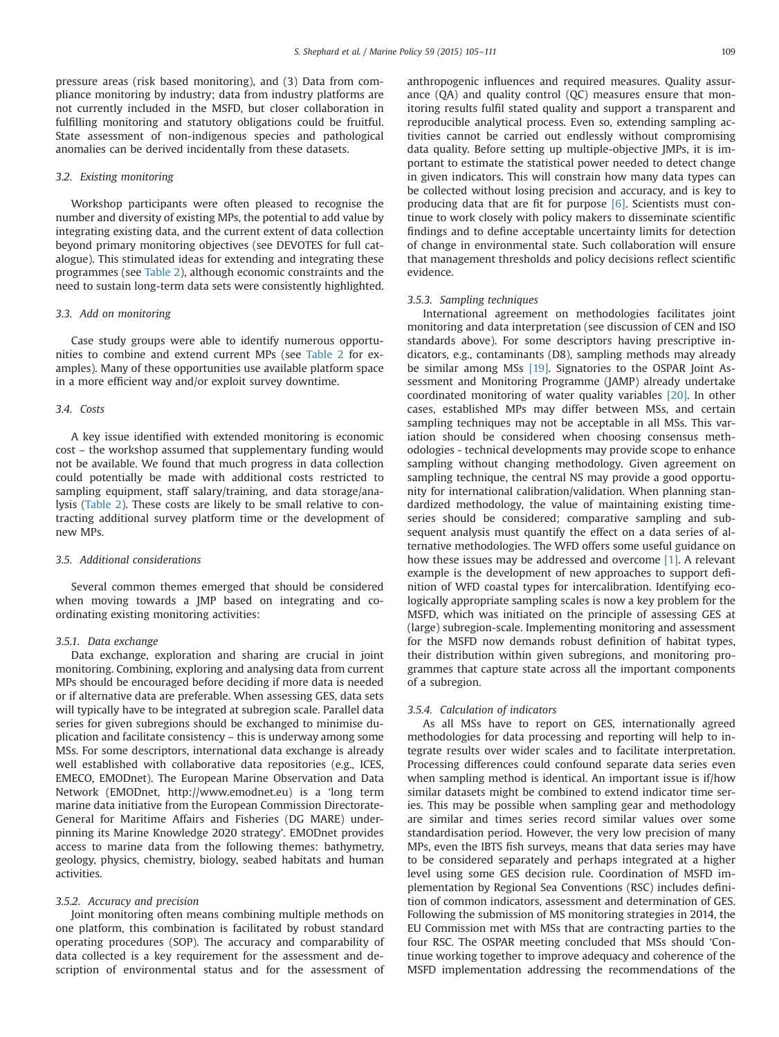pressure areas (risk based monitoring), and (3) Data from compliance monitoring by industry; data from industry platforms are not currently included in the MSFD, but closer collaboration in fulfilling monitoring and statutory obligations could be fruitful. State assessment of non-indigenous species and pathological anomalies can be derived incidentally from these datasets.

### 3.2. Existing monitoring

Workshop participants were often pleased to recognise the number and diversity of existing MPs, the potential to add value by integrating existing data, and the current extent of data collection beyond primary monitoring objectives (see DEVOTES for full catalogue). This stimulated ideas for extending and integrating these programmes (see Table 2), although economic constraints and the need to sustain long-term data sets were consistently highlighted.

### 3.3. Add on monitoring

Case study groups were able to identify numerous opportunities to combine and extend current MPs (see Table 2 for examples). Many of these opportunities use available platform space in a more efficient way and/or exploit survey downtime.

### 3.4. Costs

A key issue identified with extended monitoring is economic cost – the workshop assumed that supplementary funding would not be available. We found that much progress in data collection could potentially be made with additional costs restricted to sampling equipment, staff salary/training, and data storage/analysis (Table 2). These costs are likely to be small relative to contracting additional survey platform time or the development of new MPs.

### 3.5. Additional considerations

Several common themes emerged that should be considered when moving towards a JMP based on integrating and coordinating existing monitoring activities:

#### 3.5.1. Data exchange

Data exchange, exploration and sharing are crucial in joint monitoring. Combining, exploring and analysing data from current MPs should be encouraged before deciding if more data is needed or if alternative data are preferable. When assessing GES, data sets will typically have to be integrated at subregion scale. Parallel data series for given subregions should be exchanged to minimise duplication and facilitate consistency – this is underway among some MSs. For some descriptors, international data exchange is already well established with collaborative data repositories (e.g., ICES, EMECO, EMODnet). The European Marine Observation and Data Network (EMODnet, http://www.emodnet.eu) is a 'long term marine data initiative from the European Commission Directorate-General for Maritime Affairs and Fisheries (DG MARE) underpinning its Marine Knowledge 2020 strategy'. EMODnet provides access to marine data from the following themes: bathymetry, geology, physics, chemistry, biology, seabed habitats and human activities.

#### 3.5.2. Accuracy and precision

Joint monitoring often means combining multiple methods on one platform, this combination is facilitated by robust standard operating procedures (SOP). The accuracy and comparability of data collected is a key requirement for the assessment and description of environmental status and for the assessment of anthropogenic influences and required measures. Quality assurance (QA) and quality control (QC) measures ensure that monitoring results fulfil stated quality and support a transparent and reproducible analytical process. Even so, extending sampling activities cannot be carried out endlessly without compromising data quality. Before setting up multiple-objective JMPs, it is important to estimate the statistical power needed to detect change in given indicators. This will constrain how many data types can be collected without losing precision and accuracy, and is key to producing data that are fit for purpose [6]. Scientists must continue to work closely with policy makers to disseminate scientific findings and to define acceptable uncertainty limits for detection of change in environmental state. Such collaboration will ensure that management thresholds and policy decisions reflect scientific evidence.

#### 3.5.3. Sampling techniques

International agreement on methodologies facilitates joint monitoring and data interpretation (see discussion of CEN and ISO standards above). For some descriptors having prescriptive indicators, e.g., contaminants (D8), sampling methods may already be similar among MSs [19]. Signatories to the OSPAR Joint Assessment and Monitoring Programme (JAMP) already undertake coordinated monitoring of water quality variables [20]. In other cases, established MPs may differ between MSs, and certain sampling techniques may not be acceptable in all MSs. This variation should be considered when choosing consensus methodologies - technical developments may provide scope to enhance sampling without changing methodology. Given agreement on sampling technique, the central NS may provide a good opportunity for international calibration/validation. When planning standardized methodology, the value of maintaining existing time-series should be considered; comparative sampling and subsequent analysis must quantify the effect on a data series of alternative methodologies. The WFD offers some useful guidance on how these issues may be addressed and overcome [1]. A relevant example is the development of new approaches to support definition of WFD coastal types for intercalibration. Identifying ecologically appropriate sampling scales is now a key problem for the MSFD, which was initiated on the principle of assessing GES at (large) subregion-scale. Implementing monitoring and assessment for the MSFD now demands robust definition of habitat types, their distribution within given subregions, and monitoring programmes that capture state across all the important components of a subregion.

#### 3.5.4. Calculation of indicators

As all MSs have to report on GES, internationally agreed methodologies for data processing and reporting will help to integrate results over wider scales and to facilitate interpretation. Processing differences could confound separate data series even when sampling method is identical. An important issue is if/how similar datasets might be combined to extend indicator time series. This may be possible when sampling gear and methodology are similar and times series record similar values over some standardisation period. However, the very low precision of many MPs, even the IBTS fish surveys, means that data series may have to be considered separately and perhaps integrated at a higher level using some GES decision rule. Coordination of MSFD implementation by Regional Sea Conventions (RSC) includes definition of common indicators, assessment and determination of GES. Following the submission of MS monitoring strategies in 2014, the EU Commission met with MSs that are contracting parties to the four RSC. The OSPAR meeting concluded that MSs should 'Continue working together to improve adequacy and coherence of the MSFD implementation addressing the recommendations of the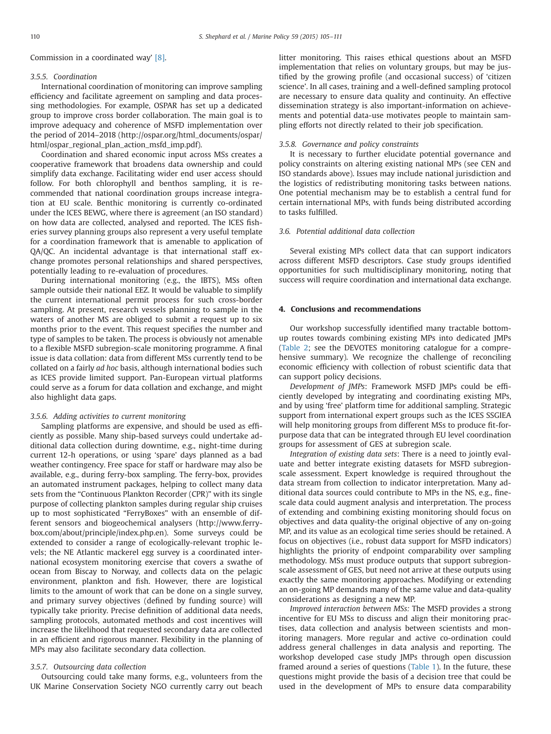Commission in a coordinated way' [8].

#### 3.5.5. Coordination

International coordination of monitoring can improve sampling efficiency and facilitate agreement on sampling and data processing methodologies. For example, OSPAR has set up a dedicated group to improve cross border collaboration. The main goal is to improve adequacy and coherence of MSFD implementation over the period of 2014–2018 (http://ospar.org/html_documents/ospar/html/ospar_regional_plan_action_msfd_imp.pdf).

Coordination and shared economic input across MSs creates a cooperative framework that broadens data ownership and could simplify data exchange. Facilitating wider end user access should follow. For both chlorophyll and benthos sampling, it is recommended that national coordination groups increase integration at EU scale. Benthic monitoring is currently co-ordinated under the ICES BEWG, where there is agreement (an ISO standard) on how data are collected, analysed and reported. The ICES fisheries survey planning groups also represent a very useful template for a coordination framework that is amenable to application of QA/QC. An incidental advantage is that international staff exchange promotes personal relationships and shared perspectives, potentially leading to re-evaluation of procedures.

During international monitoring (e.g., the IBTS), MSs often sample outside their national EEZ. It would be valuable to simplify the current international permit process for such cross-border sampling. At present, research vessels planning to sample in the waters of another MS are obliged to submit a request up to six months prior to the event. This request specifies the number and type of samples to be taken. The process is obviously not amenable to a flexible MSFD subregion-scale monitoring programme. A final issue is data collation: data from different MSs currently tend to be collated on a fairly *ad hoc* basis, although international bodies such as ICES provide limited support. Pan-European virtual platforms could serve as a forum for data collation and exchange, and might also highlight data gaps.

#### 3.5.6. Adding activities to current monitoring

Sampling platforms are expensive, and should be used as efficiently as possible. Many ship-based surveys could undertake additional data collection during downtime, e.g., night-time during current 12-h operations, or using 'spare' days planned as a bad weather contingency. Free space for staff or hardware may also be available, e.g., during ferry-box sampling. The ferry-box, provides an automated instrument packages, helping to collect many data sets from the "Continuous Plankton Recorder (CPR)" with its single purpose of collecting plankton samples during regular ship cruises up to most sophisticated "FerryBoxes" with an ensemble of different sensors and biogeochemical analysers (http://www.ferrybox.com/about/principle/index.php.en). Some surveys could be extended to consider a range of ecologically-relevant trophic levels; the NE Atlantic mackerel egg survey is a coordinated international ecosystem monitoring exercise that covers a swathe of ocean from Biscay to Norway, and collects data on the pelagic environment, plankton and fish. However, there are logistical limits to the amount of work that can be done on a single survey, and primary survey objectives (defined by funding source) will typically take priority. Precise definition of additional data needs, sampling protocols, automated methods and cost incentives will increase the likelihood that requested secondary data are collected in an efficient and rigorous manner. Flexibility in the planning of MPs may also facilitate secondary data collection.

#### 3.5.7. Outsourcing data collection

Outsourcing could take many forms, e.g., volunteers from the UK Marine Conservation Society NGO currently carry out beach litter monitoring. This raises ethical questions about an MSFD implementation that relies on voluntary groups, but may be justified by the growing profile (and occasional success) of 'citizen science'. In all cases, training and a well-defined sampling protocol are necessary to ensure data quality and continuity. An effective dissemination strategy is also important-information on achievements and potential data-use motivates people to maintain sampling efforts not directly related to their job specification.

#### 3.5.8. Governance and policy constraints

It is necessary to further elucidate potential governance and policy constraints on altering existing national MPs (see CEN and ISO standards above). Issues may include national jurisdiction and the logistics of redistributing monitoring tasks between nations. One potential mechanism may be to establish a central fund for certain international MPs, with funds being distributed according to tasks fulfilled.

### 3.6. Potential additional data collection

Several existing MPs collect data that can support indicators across different MSFD descriptors. Case study groups identified opportunities for such multidisciplinary monitoring, noting that success will require coordination and international data exchange.

## 4. Conclusions and recommendations

Our workshop successfully identified many tractable bottom-up routes towards combining existing MPs into dedicated JMPs (Table 2; see the DEVOTES monitoring catalogue for a comprehensive summary). We recognize the challenge of reconciling economic efficiency with collection of robust scientific data that can support policy decisions.

*Development of JMPs*: Framework MSFD JMPs could be efficiently developed by integrating and coordinating existing MPs, and by using 'free' platform time for additional sampling. Strategic support from international expert groups such as the ICES SSGIEA will help monitoring groups from different MSs to produce fit-for-purpose data that can be integrated through EU level coordination groups for assessment of GES at subregion scale.

*Integration of existing data sets*: There is a need to jointly evaluate and better integrate existing datasets for MSFD subregion-scale assessment. Expert knowledge is required throughout the data stream from collection to indicator interpretation. Many additional data sources could contribute to MPs in the NS, e.g., fine-scale data could augment analysis and interpretation. The process of extending and combining existing monitoring should focus on objectives and data quality-the original objective of any on-going MP, and its value as an ecological time series should be retained. A focus on objectives (i.e., robust data support for MSFD indicators) highlights the priority of endpoint comparability over sampling methodology. MSs must produce outputs that support subregion-scale assessment of GES, but need not arrive at these outputs using exactly the same monitoring approaches. Modifying or extending an on-going MP demands many of the same value and data-quality considerations as designing a new MP.

*Improved interaction between MSs:* The MSFD provides a strong incentive for EU MSs to discuss and align their monitoring practises, data collection and analysis between scientists and monitoring managers. More regular and active co-ordination could address general challenges in data analysis and reporting. The workshop developed case study JMPs through open discussion framed around a series of questions (Table 1). In the future, these questions might provide the basis of a decision tree that could be used in the development of MPs to ensure data comparability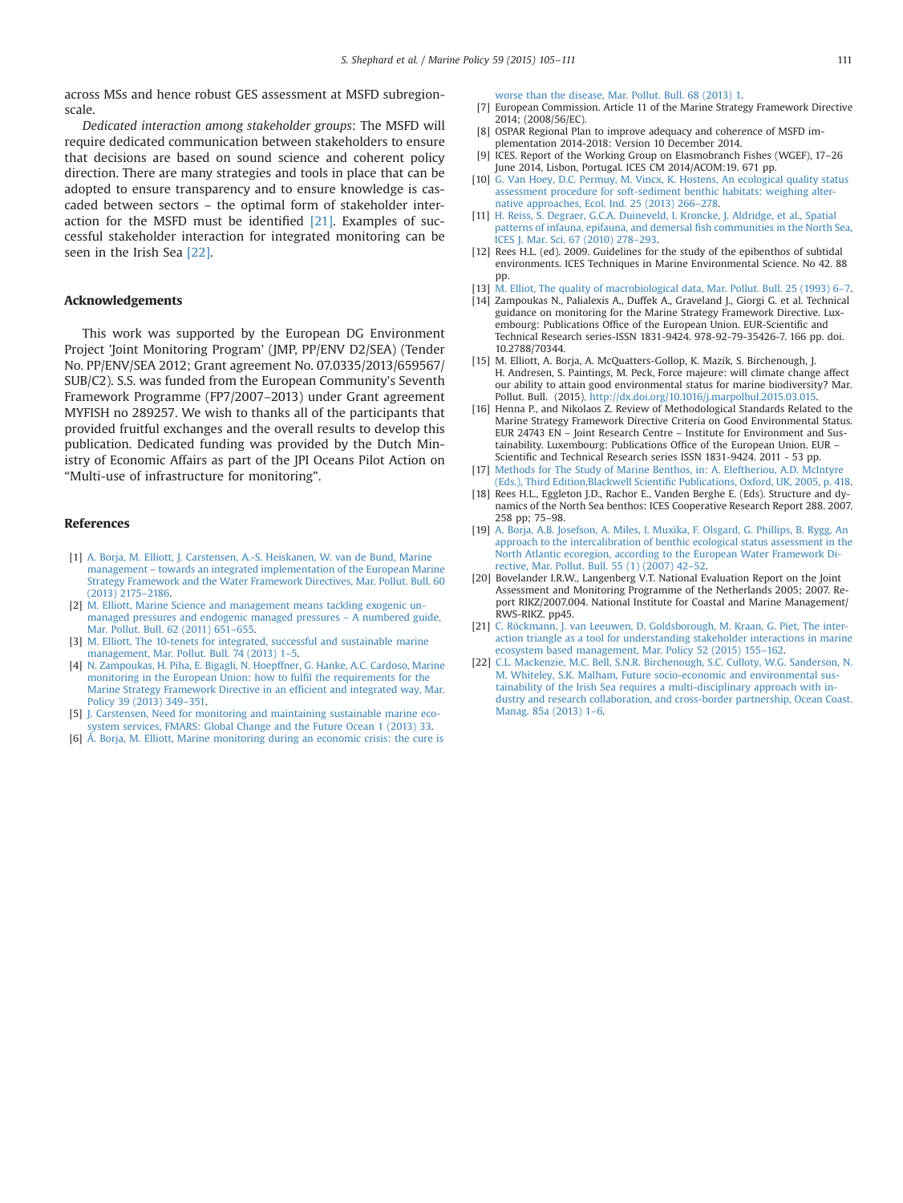across MSs and hence robust GES assessment at MSFD subregion-scale.

*Dedicated interaction among stakeholder groups*: The MSFD will require dedicated communication between stakeholders to ensure that decisions are based on sound science and coherent policy direction. There are many strategies and tools in place that can be adopted to ensure transparency and to ensure knowledge is cascaded between sectors – the optimal form of stakeholder interaction for the MSFD must be identified [21]. Examples of successful stakeholder interaction for integrated monitoring can be seen in the Irish Sea [22].

## Acknowledgements

This work was supported by the European DG Environment Project 'Joint Monitoring Program' (JMP, PP/ENV D2/SEA) (Tender No. PP/ENV/SEA 2012; Grant agreement No. 07.0335/2013/659567/SUB/C2). S.S. was funded from the European Community's Seventh Framework Programme (FP7/2007–2013) under Grant agreement MYFISH no 289257. We wish to thanks all of the participants that provided fruitful exchanges and the overall results to develop this publication. Dedicated funding was provided by the Dutch Ministry of Economic Affairs as part of the JPI Oceans Pilot Action on "Multi-use of infrastructure for monitoring".

## References

[1] A. Borja, M. Elliott, J. Carstensen, A.-S. Heiskanen, W. van de Bund, Marine management – towards an integrated implementation of the European Marine Strategy Framework and the Water Framework Directives, Mar. Pollut. Bull. 60 (2013) 2175–2186.

[2] M. Elliott, Marine Science and management means tackling exogenic unmanaged pressures and endogenic managed pressures – A numbered guide, Mar. Pollut. Bull. 62 (2011) 651–655.

[3] M. Elliott, The 10-tenets for integrated, successful and sustainable marine management, Mar. Pollut. Bull. 74 (2013) 1–5.

[4] N. Zampoukas, H. Piha, E. Bigagli, N. Hoepffner, G. Hanke, A.C. Cardoso, Marine monitoring in the European Union: how to fulfil the requirements for the Marine Strategy Framework Directive in an efficient and integrated way, Mar. Policy 39 (2013) 349–351.

[5] J. Carstensen, Need for monitoring and maintaining sustainable marine ecosystem services, FMARS: Global Change and the Future Ocean 1 (2013) 33.

[6] Á. Borja, M. Elliott, Marine monitoring during an economic crisis: the cure is worse than the disease, Mar. Pollut. Bull. 68 (2013) 1.

[7] European Commission. Article 11 of the Marine Strategy Framework Directive 2014; (2008/56/EC).

[8] OSPAR Regional Plan to improve adequacy and coherence of MSFD implementation 2014-2018: Version 10 December 2014.

[9] ICES. Report of the Working Group on Elasmobranch Fishes (WGEF), 17–26 June 2014, Lisbon, Portugal. ICES CM 2014/ACOM:19. 671 pp.

[10] G. Van Hoey, D.C. Permuy, M. Vincx, K. Hostens, An ecological quality status assessment procedure for soft-sediment benthic habitats: weighing alternative approaches, Ecol. Ind. 25 (2013) 266–278.

[11] H. Reiss, S. Degraer, G.C.A. Duineveld, I. Kroncke, J. Aldridge, et al., Spatial patterns of infauna, epifauna, and demersal fish communities in the North Sea, ICES J. Mar. Sci. 67 (2010) 278–293.

[12] Rees H.L. (ed). 2009. Guidelines for the study of the epibenthos of subtidal environments. ICES Techniques in Marine Environmental Science. No 42. 88 pp.

[13] M. Elliot, The quality of macrobiological data, Mar. Pollut. Bull. 25 (1993) 6–7.

[14] Zampoukas N., Palialexis A., Duffek A., Graveland J., Giorgi G. et al. Technical guidance on monitoring for the Marine Strategy Framework Directive. Luxembourg: Publications Office of the European Union. EUR-Scientific and Technical Research series-ISSN 1831-9424. 978-92-79-35426-7. 166 pp. doi. 10.2788/70344.

[15] M. Elliott, A. Borja, A. McQuatters-Gollop, K. Mazik, S. Birchenough, J. H. Andresen, S. Paintings, M. Peck, Force majeure: will climate change affect our ability to attain good environmental status for marine biodiversity? Mar. Pollut. Bull. (2015), http://dx.doi.org/10.1016/j.marpolbul.2015.03.015.

[16] Henna P., and Nikolaos Z. Review of Methodological Standards Related to the Marine Strategy Framework Directive Criteria on Good Environmental Status. EUR 24743 EN – Joint Research Centre – Institute for Environment and Sustainability. Luxembourg: Publications Office of the European Union. EUR – Scientific and Technical Research series ISSN 1831-9424. 2011 - 53 pp.

[17] Methods for The Study of Marine Benthos, in: A. Eleftheriou, A.D. McIntyre (Eds.), Third Edition,Blackwell Scientific Publications, Oxford, UK, 2005, p. 418.

[18] Rees H.L., Eggleton J.D., Rachor E., Vanden Berghe E. (Eds). Structure and dynamics of the North Sea benthos: ICES Cooperative Research Report 288. 2007. 258 pp; 75–98.

[19] A. Borja, A.B. Josefson, A. Miles, I. Muxika, F. Olsgard, G. Phillips, B. Rygg, An approach to the intercalibration of benthic ecological status assessment in the North Atlantic ecoregion, according to the European Water Framework Directive, Mar. Pollut. Bull. 55 (1) (2007) 42–52.

[20] Bovelander I.R.W., Langenberg V.T. National Evaluation Report on the Joint Assessment and Monitoring Programme of the Netherlands 2005; 2007. Report RIKZ/2007.004. National Institute for Coastal and Marine Management/RWS-RIKZ. pp45.

[21] C. Röckmann, J. van Leeuwen, D. Goldsborough, M. Kraan, G. Piet, The interaction triangle as a tool for understanding stakeholder interactions in marine ecosystem based management, Mar. Policy 52 (2015) 155–162.

[22] C.L. Mackenzie, M.C. Bell, S.N.R. Birchenough, S.C. Culloty, W.G. Sanderson, N. M. Whiteley, S.K. Malham, Future socio-economic and environmental sustainability of the Irish Sea requires a multi-disciplinary approach with industry and research collaboration, and cross-border partnership, Ocean Coast. Manag. 85a (2013) 1–6.